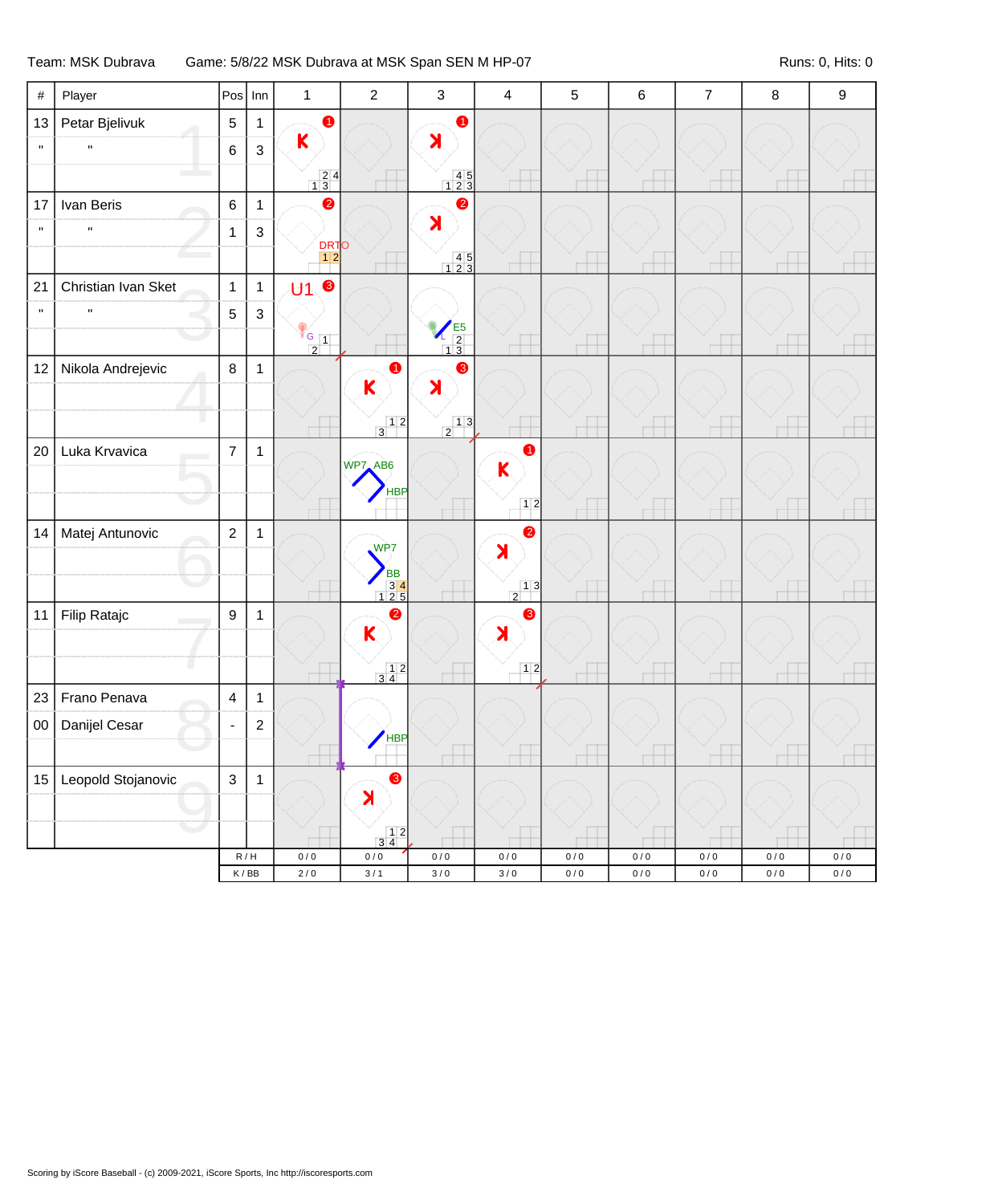Team: MSK Dubrava Game: 5/8/22 MSK Dubrava at MSK Span SEN M HP-07 Runs: 0, Hits: 0

| # | Player | Pos | Inn | 1 | 2 | 3 | 4 | 5 | 6 | 7 | 8 | 9 |
|---|---|---|---|---|---|---|---|---|---|---|---|---|
| 13 | Petar Bjelivuk | 5 | 1 | K (1) 2 4 / 1 3 | | Ꮶ (1) 4 5 / 1 2 3 | | | | | | |
| " | " | 6 | 3 | | | | | | | | | |
| 17 | Ivan Beris | 6 | 1 | (2) DRTO 1 2 | | Ꮶ (2) 4 5 / 1 2 3 | | | | | | |
| " | " | 1 | 3 | | | | | | | | | |
| 21 | Christian Ivan Sket | 1 | 1 | U1 (3) G 1 / 2 | | L E5 2 / 1 3 | | | | | | |
| " | " | 5 | 3 | | | | | | | | | |
| 12 | Nikola Andrejevic | 8 | 1 | | K (1) 1 2 / 3 | Ꮶ (3) 1 3 / 2 | | | | | | |
| 20 | Luka Krvavica | 7 | 1 | | WP7 AB6 HBP | | K (1) 1 2 | | | | | |
| 14 | Matej Antunovic | 2 | 1 | | WP7 BB 3 4 / 1 2 5 | | Ꮶ (2) 1 3 / 2 | | | | | |
| 11 | Filip Ratajc | 9 | 1 | | K (2) 1 2 / 3 4 | | Ꮶ (3) 1 2 | | | | | |
| 23 | Frano Penava | 4 | 1 | | HBP | | | | | | | |
| 00 | Danijel Cesar | - | 2 | | | | | | | | | |
| 15 | Leopold Stojanovic | 3 | 1 | | Ꮶ (3) 1 2 / 3 4 | | | | | | | |
| | | R / H | | 0 / 0 | 0 / 0 | 0 / 0 | 0 / 0 | 0 / 0 | 0 / 0 | 0 / 0 | 0 / 0 | 0 / 0 |
| | | K / BB | | 2 / 0 | 3 / 1 | 3 / 0 | 3 / 0 | 0 / 0 | 0 / 0 | 0 / 0 | 0 / 0 | 0 / 0 |

Scoring by iScore Baseball - (c) 2009-2021, iScore Sports, Inc http://iscoresports.com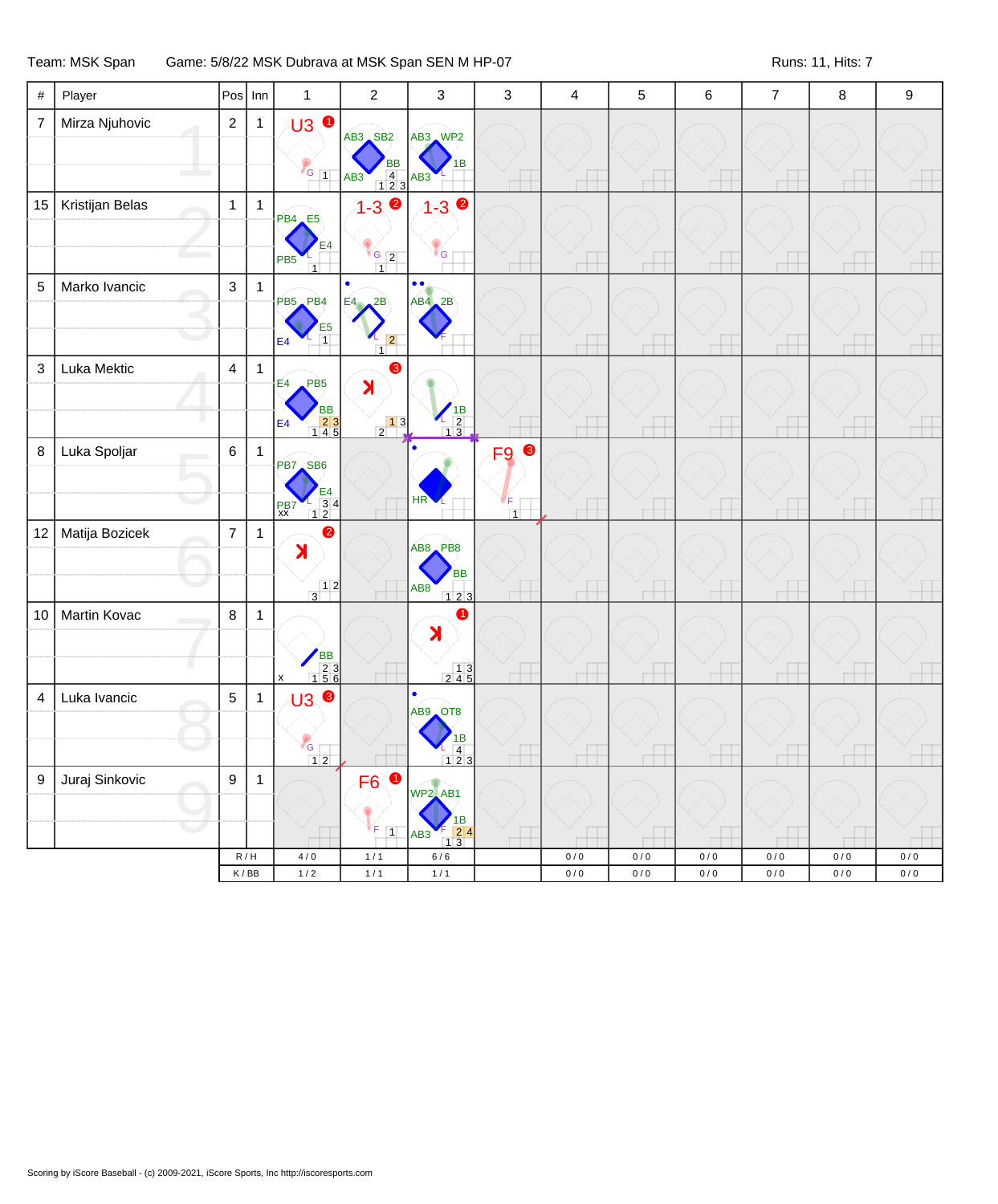Team: MSK Span | Game: 5/8/22 MSK Dubrava at MSK Span SEN M HP-07 | Runs: 11, Hits: 7

| # | Player | Pos | Inn | 1 | 2 | 3 | 3 | 4 | 5 | 6 | 7 | 8 | 9 |
|---|---|---|---|---|---|---|---|---|---|---|---|---|---|
| 7 | Mirza Njuhovic | 2 | 1 | U3 ❶ G 1 | AB3 SB2 BB AB3 4 1 2 3 | AB3 WP2 1B AB3 L | | | | | | | |
| 15 | Kristijan Belas | 1 | 1 | PB4 E5 E4 PB5 L 1 | 1-3 ❷ G 2 1 | 1-3 ❷ G | | | | | | | |
| 5 | Marko Ivancic | 3 | 1 | PB5 PB4 E5 E4 L 1 | E4 2B L 2 1 | AB4 2B F | | | | | | | |
| 3 | Luka Mektic | 4 | 1 | E4 PB5 BB E4 2 3 1 4 5 | ꓘ ❸ 1 3 2 | 1B L 2 1 3 | | | | | | | |
| 8 | Luka Spoljar | 6 | 1 | PB7 SB6 E4 PB7 L 3 4 1 2 xx | | HR L | F9 ❸ F 1 | | | | | | |
| 12 | Matija Bozicek | 7 | 1 | ꓘ ❷ 1 2 3 | | AB8 PB8 BB AB8 1 2 3 | | | | | | | |
| 10 | Martin Kovac | 8 | 1 | BB 2 3 1 5 6 x | | ꓘ ❶ 1 3 2 4 5 | | | | | | | |
| 4 | Luka Ivancic | 5 | 1 | U3 ❸ G 1 2 | | AB9 OT8 1B L 4 1 2 3 | | | | | | | |
| 9 | Juraj Sinkovic | 9 | 1 | | F6 ❶ F 1 | WP2 AB1 1B AB3 F 2 4 1 3 | | | | | | | |
| | | R / H | | 4 / 0 | 1 / 1 | 6 / 6 | | 0 / 0 | 0 / 0 | 0 / 0 | 0 / 0 | 0 / 0 | 0 / 0 |
| | | K / BB | | 1 / 2 | 1 / 1 | 1 / 1 | | 0 / 0 | 0 / 0 | 0 / 0 | 0 / 0 | 0 / 0 | 0 / 0 |

Scoring by iScore Baseball - (c) 2009-2021, iScore Sports, Inc http://iscoresports.com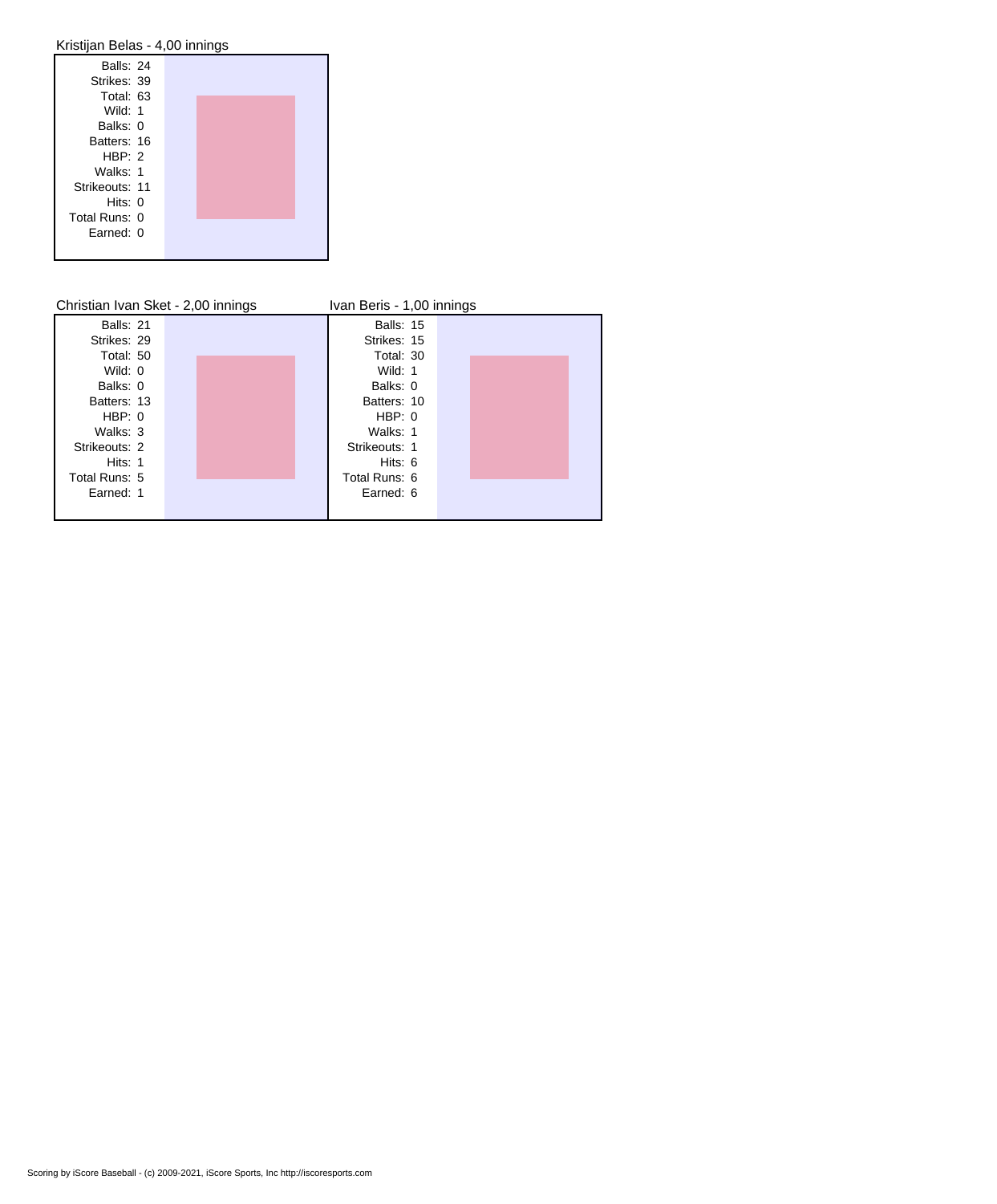Kristijan Belas - 4,00 innings

| | |
|---|---|
| Balls: | 24 |
| Strikes: | 39 |
| Total: | 63 |
| Wild: | 1 |
| Balks: | 0 |
| Batters: | 16 |
| HBP: | 2 |
| Walks: | 1 |
| Strikeouts: | 11 |
| Hits: | 0 |
| Total Runs: | 0 |
| Earned: | 0 |

Christian Ivan Sket - 2,00 innings

| | |
|---|---|
| Balls: | 21 |
| Strikes: | 29 |
| Total: | 50 |
| Wild: | 0 |
| Balks: | 0 |
| Batters: | 13 |
| HBP: | 0 |
| Walks: | 3 |
| Strikeouts: | 2 |
| Hits: | 1 |
| Total Runs: | 5 |
| Earned: | 1 |

Ivan Beris - 1,00 innings

| | |
|---|---|
| Balls: | 15 |
| Strikes: | 15 |
| Total: | 30 |
| Wild: | 1 |
| Balks: | 0 |
| Batters: | 10 |
| HBP: | 0 |
| Walks: | 1 |
| Strikeouts: | 1 |
| Hits: | 6 |
| Total Runs: | 6 |
| Earned: | 6 |

Scoring by iScore Baseball - (c) 2009-2021, iScore Sports, Inc http://iscoresports.com